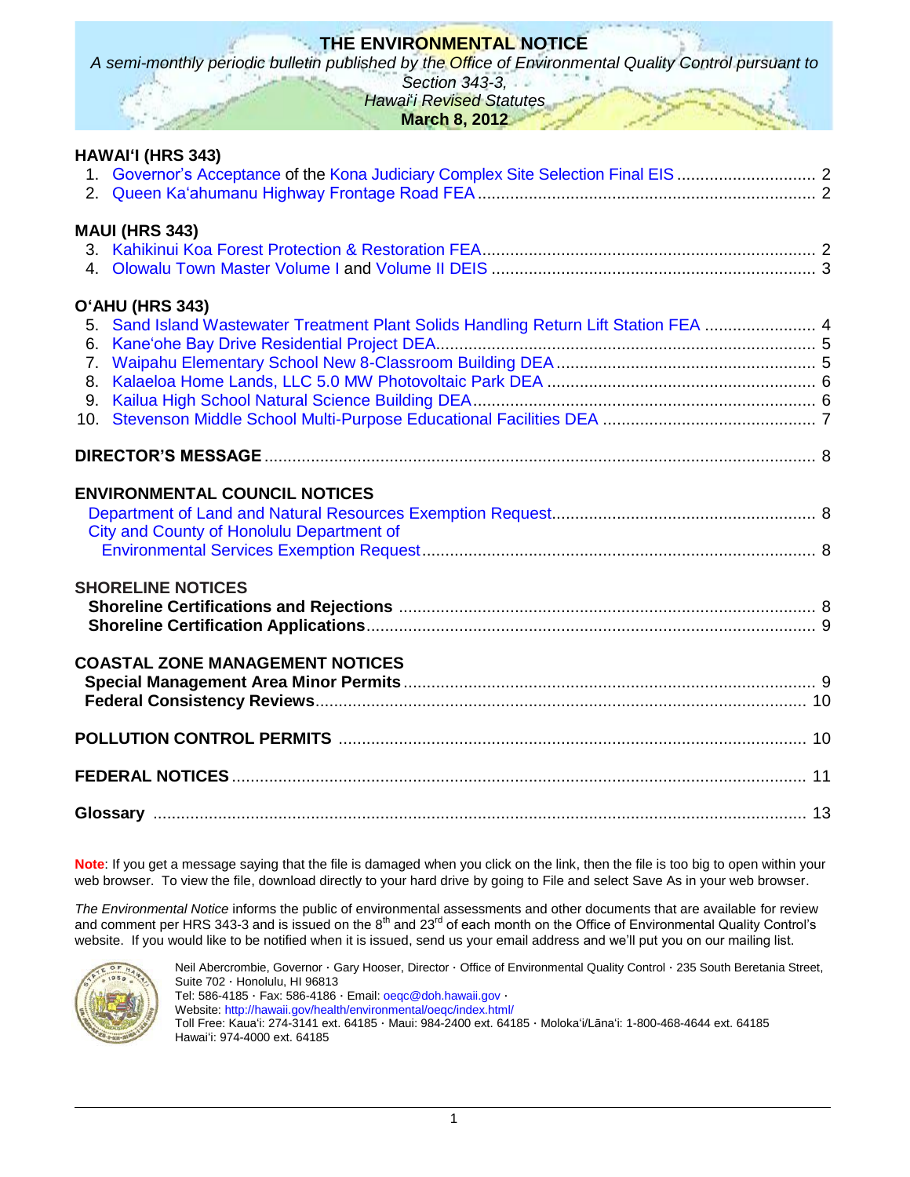# THE ENVIRONMENTAL NOTICE

*A semi-monthly periodic bulletin published by the Office of Environmental Quality Control pursuant to Section 343-3, Hawai'i Revised Statutes*

**March 8, 2012**

**HAWAI'I (HRS 343)**

1. Governor's Acceptance of the Kona Judiciary Complex Site Selection Final EIS .............................. 2
2. Queen Ka'ahumanu Highway Frontage Road FEA ......................................................................... 2

**MAUI (HRS 343)**

3. Kahikinui Koa Forest Protection & Restoration FEA ....................................................................... 2
4. Olowalu Town Master Volume I and Volume II DEIS ..................................................................... 3

**O'AHU (HRS 343)**

5. Sand Island Wastewater Treatment Plant Solids Handling Return Lift Station FEA ........................ 4
6. Kane'ohe Bay Drive Residential Project DEA................................................................................. 5
7. Waipahu Elementary School New 8-Classroom Building DEA ....................................................... 5
8. Kalaeloa Home Lands, LLC 5.0 MW Photovoltaic Park DEA ......................................................... 6
9. Kailua High School Natural Science Building DEA.......................................................................... 6
10. Stevenson Middle School Multi-Purpose Educational Facilities DEA ............................................. 7

**DIRECTOR'S MESSAGE** ..................................................................................................................... 8

**ENVIRONMENTAL COUNCIL NOTICES**

Department of Land and Natural Resources Exemption Request........................................................ 8

City and County of Honolulu Department of Environmental Services Exemption Request.................................................................................... 8

**SHORELINE NOTICES**

**Shoreline Certifications and Rejections** ......................................................................................... 8

**Shoreline Certification Applications**................................................................................................ 9

**COASTAL ZONE MANAGEMENT NOTICES**

**Special Management Area Minor Permits** ....................................................................................... 9

**Federal Consistency Reviews**........................................................................................................ 10

**POLLUTION CONTROL PERMITS** .................................................................................................... 10

**FEDERAL NOTICES** .......................................................................................................................... 11

**Glossary** ............................................................................................................................................ 13

**Note**: If you get a message saying that the file is damaged when you click on the link, then the file is too big to open within your web browser. To view the file, download directly to your hard drive by going to File and select Save As in your web browser.

*The Environmental Notice* informs the public of environmental assessments and other documents that are available for review and comment per HRS 343-3 and is issued on the 8th and 23rd of each month on the Office of Environmental Quality Control's website. If you would like to be notified when it is issued, send us your email address and we'll put you on our mailing list.

Neil Abercrombie, Governor · Gary Hooser, Director · Office of Environmental Quality Control · 235 South Beretania Street, Suite 702 · Honolulu, HI 96813
Tel: 586-4185 · Fax: 586-4186 · Email: oeqc@doh.hawaii.gov ·
Website: http://hawaii.gov/health/environmental/oeqc/index.html/
Toll Free: Kaua'i: 274-3141 ext. 64185 · Maui: 984-2400 ext. 64185 · Moloka'i/Lāna'i: 1-800-468-4644 ext. 64185
Hawai'i: 974-4000 ext. 64185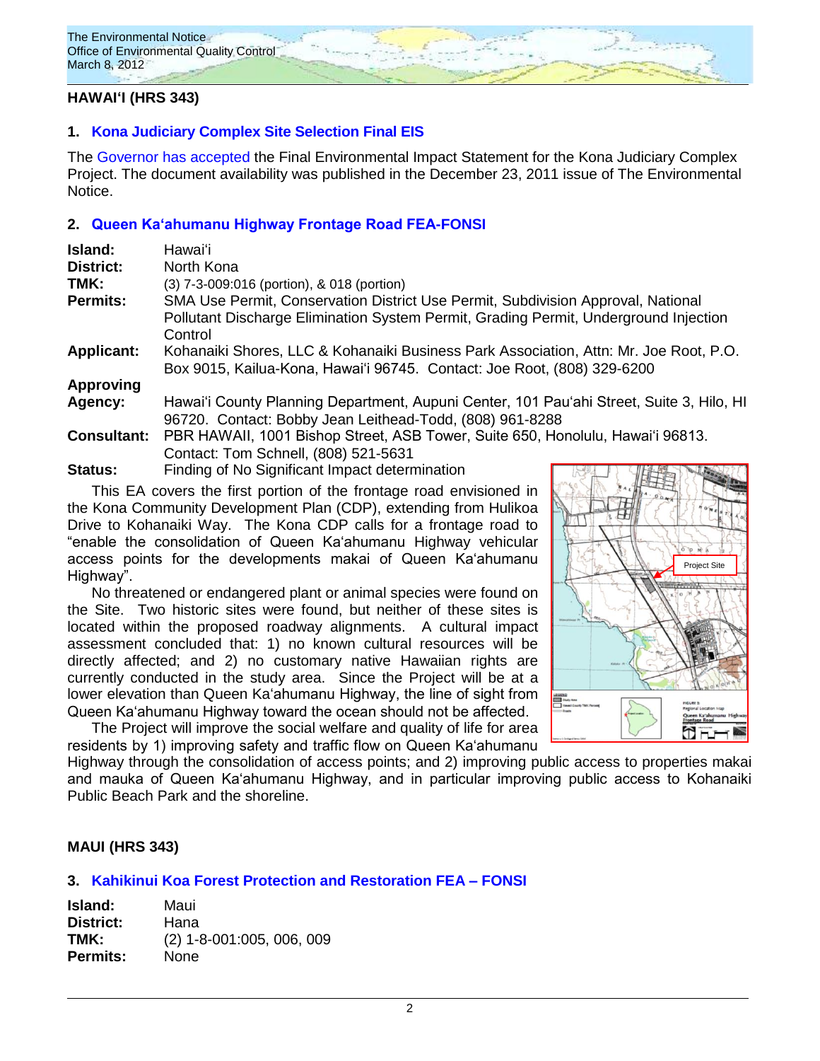## HAWAIʻI (HRS 343)

### 1. Kona Judiciary Complex Site Selection Final EIS

The Governor has accepted the Final Environmental Impact Statement for the Kona Judiciary Complex Project. The document availability was published in the December 23, 2011 issue of The Environmental Notice.

### 2. Queen Kaʻahumanu Highway Frontage Road FEA-FONSI

| | |
|---|---|
| **Island:** | Hawaiʻi |
| **District:** | North Kona |
| **TMK:** | (3) 7-3-009:016 (portion), & 018 (portion) |
| **Permits:** | SMA Use Permit, Conservation District Use Permit, Subdivision Approval, National Pollutant Discharge Elimination System Permit, Grading Permit, Underground Injection Control |
| **Applicant:** | Kohanaiki Shores, LLC & Kohanaiki Business Park Association, Attn: Mr. Joe Root, P.O. Box 9015, Kailua-Kona, Hawaiʻi 96745. Contact: Joe Root, (808) 329-6200 |
| **Approving Agency:** | Hawaiʻi County Planning Department, Aupuni Center, 101 Pauʻahi Street, Suite 3, Hilo, HI 96720. Contact: Bobby Jean Leithead-Todd, (808) 961-8288 |
| **Consultant:** | PBR HAWAII, 1001 Bishop Street, ASB Tower, Suite 650, Honolulu, Hawaiʻi 96813. Contact: Tom Schnell, (808) 521-5631 |
| **Status:** | Finding of No Significant Impact determination |

This EA covers the first portion of the frontage road envisioned in the Kona Community Development Plan (CDP), extending from Hulikoa Drive to Kohanaiki Way. The Kona CDP calls for a frontage road to "enable the consolidation of Queen Kaʻahumanu Highway vehicular access points for the developments makai of Queen Kaʻahumanu Highway".

No threatened or endangered plant or animal species were found on the Site. Two historic sites were found, but neither of these sites is located within the proposed roadway alignments. A cultural impact assessment concluded that: 1) no known cultural resources will be directly affected; and 2) no customary native Hawaiian rights are currently conducted in the study area. Since the Project will be at a lower elevation than Queen Kaʻahumanu Highway, the line of sight from Queen Kaʻahumanu Highway toward the ocean should not be affected.

The Project will improve the social welfare and quality of life for area residents by 1) improving safety and traffic flow on Queen Kaʻahumanu Highway through the consolidation of access points; and 2) improving public access to properties makai and mauka of Queen Kaʻahumanu Highway, and in particular improving public access to Kohanaiki Public Beach Park and the shoreline.

## MAUI (HRS 343)

### 3. Kahikinui Koa Forest Protection and Restoration FEA – FONSI

| | |
|---|---|
| **Island:** | Maui |
| **District:** | Hana |
| **TMK:** | (2) 1-8-001:005, 006, 009 |
| **Permits:** | None |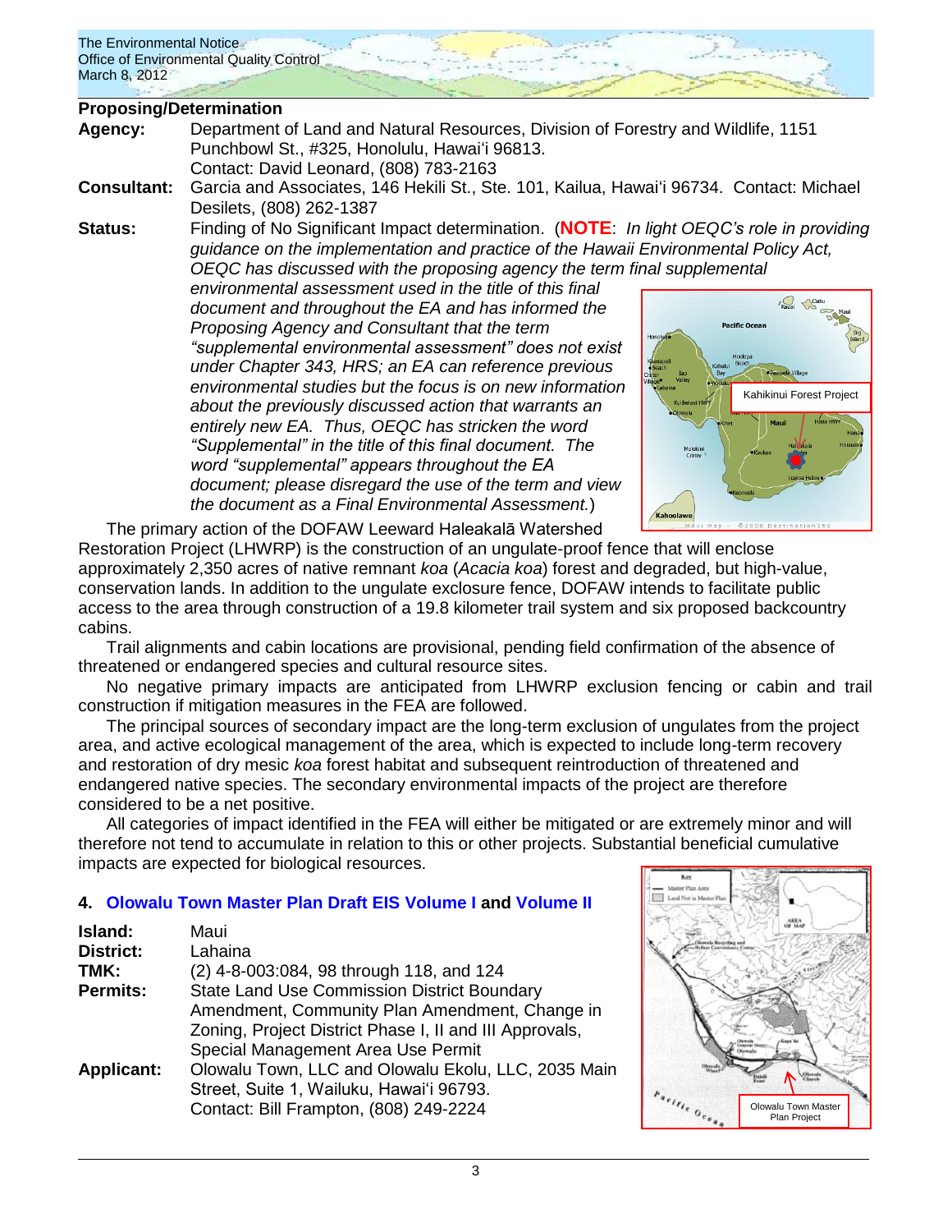**Proposing/Determination**

**Agency:** Department of Land and Natural Resources, Division of Forestry and Wildlife, 1151 Punchbowl St., #325, Honolulu, Hawaiʻi 96813.
Contact: David Leonard, (808) 783-2163

**Consultant:** Garcia and Associates, 146 Hekili St., Ste. 101, Kailua, Hawaiʻi 96734. Contact: Michael Desilets, (808) 262-1387

**Status:** Finding of No Significant Impact determination. (**NOTE**: *In light OEQC's role in providing guidance on the implementation and practice of the Hawaii Environmental Policy Act, OEQC has discussed with the proposing agency the term final supplemental environmental assessment used in the title of this final document and throughout the EA and has informed the Proposing Agency and Consultant that the term "supplemental environmental assessment" does not exist under Chapter 343, HRS; an EA can reference previous environmental studies but the focus is on new information about the previously discussed action that warrants an entirely new EA. Thus, OEQC has stricken the word "Supplemental" in the title of this final document. The word "supplemental" appears throughout the EA document; please disregard the use of the term and view the document as a Final Environmental Assessment.*)

Kahikinui Forest Project

The primary action of the DOFAW Leeward Haleakalā Watershed Restoration Project (LHWRP) is the construction of an ungulate-proof fence that will enclose approximately 2,350 acres of native remnant *koa* (*Acacia koa*) forest and degraded, but high-value, conservation lands. In addition to the ungulate exclosure fence, DOFAW intends to facilitate public access to the area through construction of a 19.8 kilometer trail system and six proposed backcountry cabins.

Trail alignments and cabin locations are provisional, pending field confirmation of the absence of threatened or endangered species and cultural resource sites.

No negative primary impacts are anticipated from LHWRP exclusion fencing or cabin and trail construction if mitigation measures in the FEA are followed.

The principal sources of secondary impact are the long-term exclusion of ungulates from the project area, and active ecological management of the area, which is expected to include long-term recovery and restoration of dry mesic *koa* forest habitat and subsequent reintroduction of threatened and endangered native species. The secondary environmental impacts of the project are therefore considered to be a net positive.

All categories of impact identified in the FEA will either be mitigated or are extremely minor and will therefore not tend to accumulate in relation to this or other projects. Substantial beneficial cumulative impacts are expected for biological resources.

## 4. Olowalu Town Master Plan Draft EIS Volume I and Volume II

**Island:** Maui

**District:** Lahaina

**TMK:** (2) 4-8-003:084, 98 through 118, and 124

**Permits:** State Land Use Commission District Boundary Amendment, Community Plan Amendment, Change in Zoning, Project District Phase I, II and III Approvals, Special Management Area Use Permit

**Applicant:** Olowalu Town, LLC and Olowalu Ekolu, LLC, 2035 Main Street, Suite 1, Wailuku, Hawaiʻi 96793.
Contact: Bill Frampton, (808) 249-2224

Olowalu Town Master Plan Project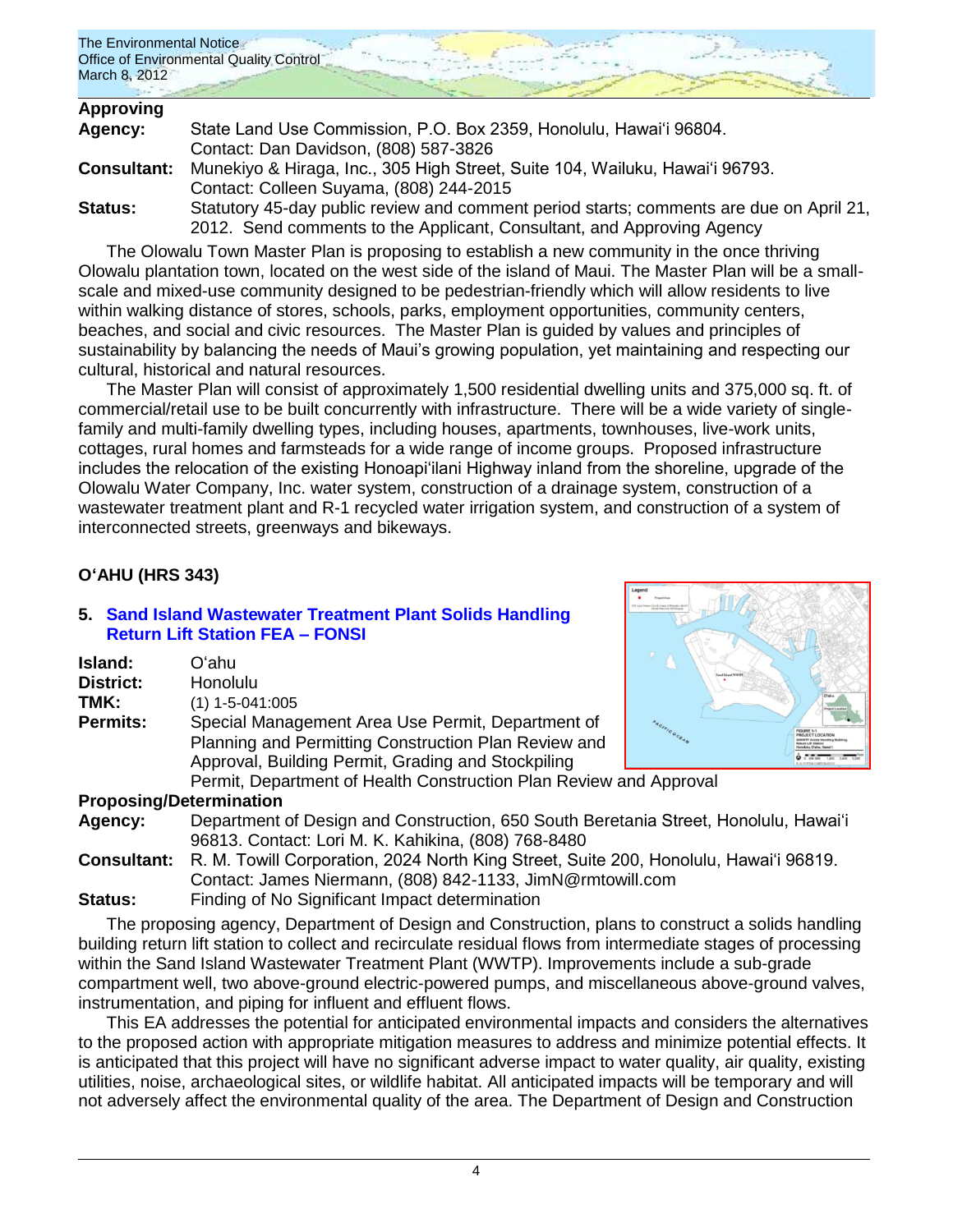**Approving Agency:** State Land Use Commission, P.O. Box 2359, Honolulu, Hawaiʻi 96804. Contact: Dan Davidson, (808) 587-3826

**Consultant:** Munekiyo & Hiraga, Inc., 305 High Street, Suite 104, Wailuku, Hawaiʻi 96793. Contact: Colleen Suyama, (808) 244-2015

**Status:** Statutory 45-day public review and comment period starts; comments are due on April 21, 2012. Send comments to the Applicant, Consultant, and Approving Agency

The Olowalu Town Master Plan is proposing to establish a new community in the once thriving Olowalu plantation town, located on the west side of the island of Maui. The Master Plan will be a small-scale and mixed-use community designed to be pedestrian-friendly which will allow residents to live within walking distance of stores, schools, parks, employment opportunities, community centers, beaches, and social and civic resources. The Master Plan is guided by values and principles of sustainability by balancing the needs of Maui's growing population, yet maintaining and respecting our cultural, historical and natural resources.

The Master Plan will consist of approximately 1,500 residential dwelling units and 375,000 sq. ft. of commercial/retail use to be built concurrently with infrastructure. There will be a wide variety of single-family and multi-family dwelling types, including houses, apartments, townhouses, live-work units, cottages, rural homes and farmsteads for a wide range of income groups. Proposed infrastructure includes the relocation of the existing Honoapiʻilani Highway inland from the shoreline, upgrade of the Olowalu Water Company, Inc. water system, construction of a drainage system, construction of a wastewater treatment plant and R-1 recycled water irrigation system, and construction of a system of interconnected streets, greenways and bikeways.

## OʻAHU (HRS 343)

### 5. Sand Island Wastewater Treatment Plant Solids Handling Return Lift Station FEA – FONSI

**Island:** Oʻahu

**District:** Honolulu

**TMK:** (1) 1-5-041:005

**Permits:** Special Management Area Use Permit, Department of Planning and Permitting Construction Plan Review and Approval, Building Permit, Grading and Stockpiling Permit, Department of Health Construction Plan Review and Approval

**Proposing/Determination Agency:** Department of Design and Construction, 650 South Beretania Street, Honolulu, Hawaiʻi 96813. Contact: Lori M. K. Kahikina, (808) 768-8480

**Consultant:** R. M. Towill Corporation, 2024 North King Street, Suite 200, Honolulu, Hawaiʻi 96819. Contact: James Niermann, (808) 842-1133, JimN@rmtowill.com

**Status:** Finding of No Significant Impact determination

The proposing agency, Department of Design and Construction, plans to construct a solids handling building return lift station to collect and recirculate residual flows from intermediate stages of processing within the Sand Island Wastewater Treatment Plant (WWTP). Improvements include a sub-grade compartment well, two above-ground electric-powered pumps, and miscellaneous above-ground valves, instrumentation, and piping for influent and effluent flows.

This EA addresses the potential for anticipated environmental impacts and considers the alternatives to the proposed action with appropriate mitigation measures to address and minimize potential effects. It is anticipated that this project will have no significant adverse impact to water quality, air quality, existing utilities, noise, archaeological sites, or wildlife habitat. All anticipated impacts will be temporary and will not adversely affect the environmental quality of the area. The Department of Design and Construction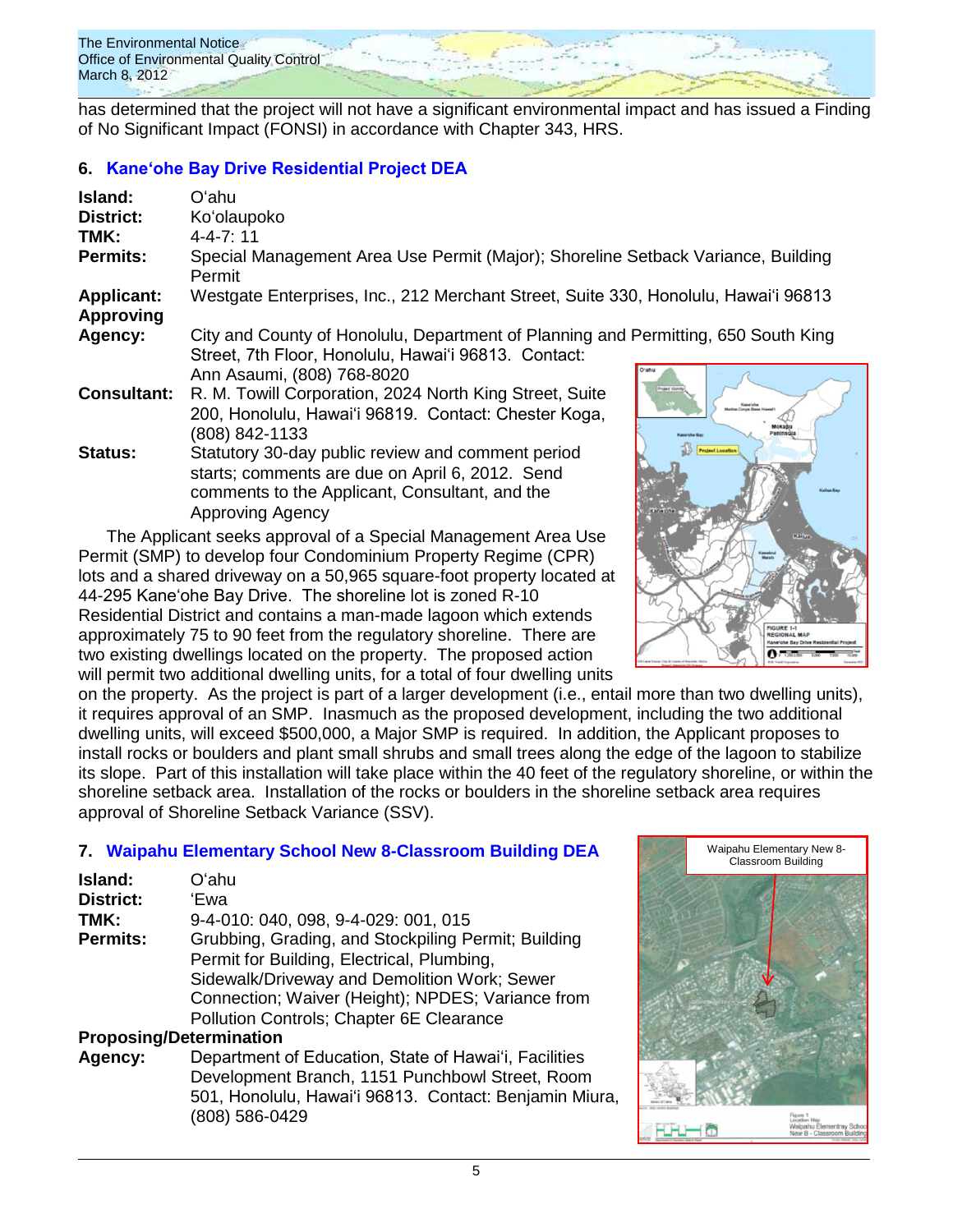has determined that the project will not have a significant environmental impact and has issued a Finding of No Significant Impact (FONSI) in accordance with Chapter 343, HRS.

## 6. Kaneʻohe Bay Drive Residential Project DEA

**Island:** Oʻahu
**District:** Koʻolaupoko
**TMK:** 4-4-7: 11
**Permits:** Special Management Area Use Permit (Major); Shoreline Setback Variance, Building Permit
**Applicant:** Westgate Enterprises, Inc., 212 Merchant Street, Suite 330, Honolulu, Hawaiʻi 96813
**Approving Agency:** City and County of Honolulu, Department of Planning and Permitting, 650 South King Street, 7th Floor, Honolulu, Hawaiʻi 96813. Contact: Ann Asaumi, (808) 768-8020
**Consultant:** R. M. Towill Corporation, 2024 North King Street, Suite 200, Honolulu, Hawaiʻi 96819. Contact: Chester Koga, (808) 842-1133
**Status:** Statutory 30-day public review and comment period starts; comments are due on April 6, 2012. Send comments to the Applicant, Consultant, and the Approving Agency

The Applicant seeks approval of a Special Management Area Use Permit (SMP) to develop four Condominium Property Regime (CPR) lots and a shared driveway on a 50,965 square-foot property located at 44-295 Kaneʻohe Bay Drive. The shoreline lot is zoned R-10 Residential District and contains a man-made lagoon which extends approximately 75 to 90 feet from the regulatory shoreline. There are two existing dwellings located on the property. The proposed action will permit two additional dwelling units, for a total of four dwelling units on the property. As the project is part of a larger development (i.e., entail more than two dwelling units), it requires approval of an SMP. Inasmuch as the proposed development, including the two additional dwelling units, will exceed $500,000, a Major SMP is required. In addition, the Applicant proposes to install rocks or boulders and plant small shrubs and small trees along the edge of the lagoon to stabilize its slope. Part of this installation will take place within the 40 feet of the regulatory shoreline, or within the shoreline setback area. Installation of the rocks or boulders in the shoreline setback area requires approval of Shoreline Setback Variance (SSV).

## 7. Waipahu Elementary School New 8-Classroom Building DEA

**Island:** Oʻahu
**District:** ʻEwa
**TMK:** 9-4-010: 040, 098, 9-4-029: 001, 015
**Permits:** Grubbing, Grading, and Stockpiling Permit; Building Permit for Building, Electrical, Plumbing, Sidewalk/Driveway and Demolition Work; Sewer Connection; Waiver (Height); NPDES; Variance from Pollution Controls; Chapter 6E Clearance
**Proposing/Determination Agency:** Department of Education, State of Hawaiʻi, Facilities Development Branch, 1151 Punchbowl Street, Room 501, Honolulu, Hawaiʻi 96813. Contact: Benjamin Miura, (808) 586-0429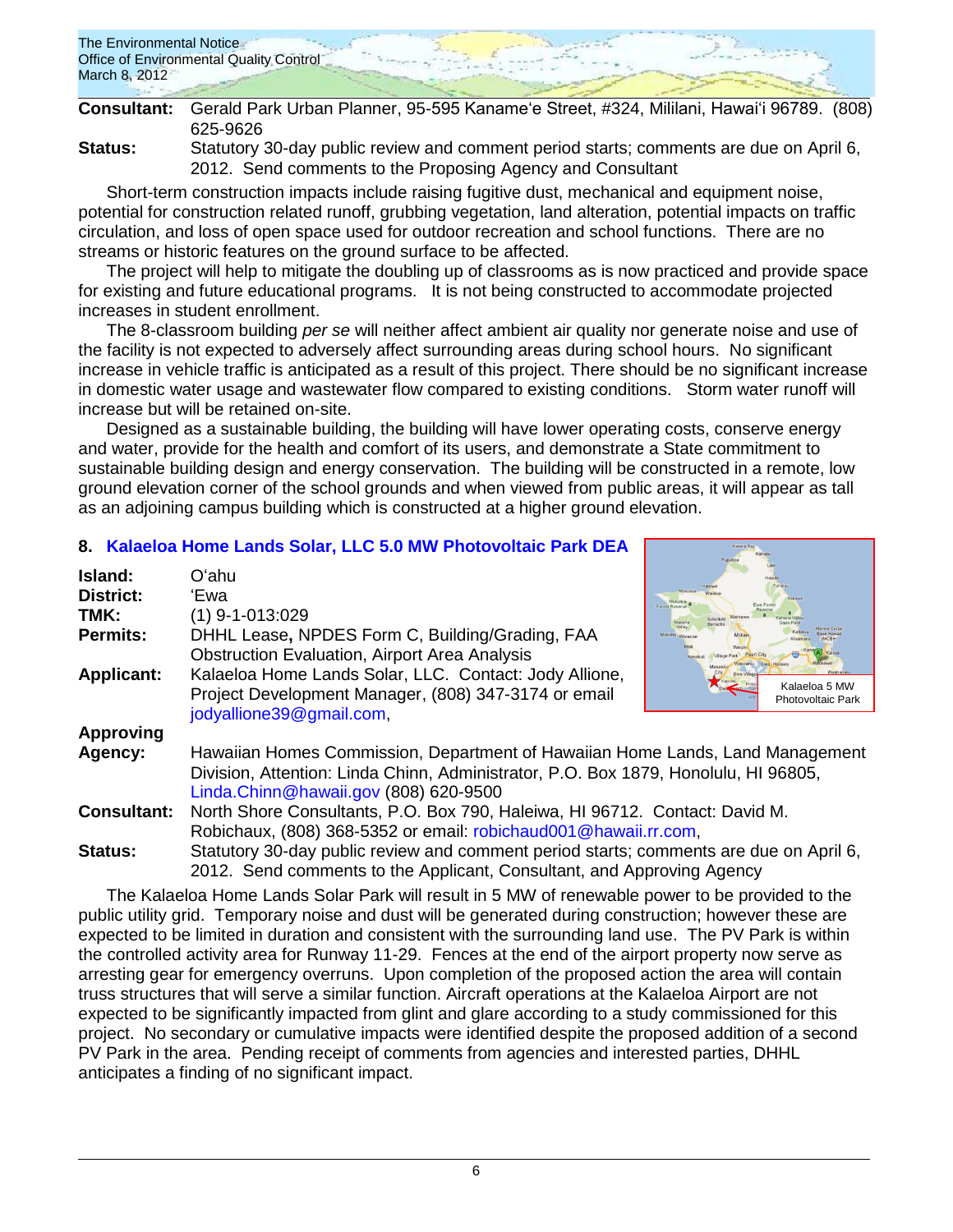**Consultant:** Gerald Park Urban Planner, 95-595 Kaname'e Street, #324, Mililani, Hawai'i 96789. (808) 625-9626

**Status:** Statutory 30-day public review and comment period starts; comments are due on April 6, 2012. Send comments to the Proposing Agency and Consultant

Short-term construction impacts include raising fugitive dust, mechanical and equipment noise, potential for construction related runoff, grubbing vegetation, land alteration, potential impacts on traffic circulation, and loss of open space used for outdoor recreation and school functions. There are no streams or historic features on the ground surface to be affected.

The project will help to mitigate the doubling up of classrooms as is now practiced and provide space for existing and future educational programs. It is not being constructed to accommodate projected increases in student enrollment.

The 8-classroom building *per se* will neither affect ambient air quality nor generate noise and use of the facility is not expected to adversely affect surrounding areas during school hours. No significant increase in vehicle traffic is anticipated as a result of this project. There should be no significant increase in domestic water usage and wastewater flow compared to existing conditions. Storm water runoff will increase but will be retained on-site.

Designed as a sustainable building, the building will have lower operating costs, conserve energy and water, provide for the health and comfort of its users, and demonstrate a State commitment to sustainable building design and energy conservation. The building will be constructed in a remote, low ground elevation corner of the school grounds and when viewed from public areas, it will appear as tall as an adjoining campus building which is constructed at a higher ground elevation.

## 8. Kalaeloa Home Lands Solar, LLC 5.0 MW Photovoltaic Park DEA

Kalaeloa 5 MW Photovoltaic Park

**Island:** O'ahu

**District:** 'Ewa

**TMK:** (1) 9-1-013:029

**Permits:** DHHL Lease**,** NPDES Form C, Building/Grading, FAA Obstruction Evaluation, Airport Area Analysis

**Applicant:** Kalaeloa Home Lands Solar, LLC. Contact: Jody Allione, Project Development Manager, (808) 347-3174 or email jodyallione39@gmail.com,

**Approving Agency:** Hawaiian Homes Commission, Department of Hawaiian Home Lands, Land Management Division, Attention: Linda Chinn, Administrator, P.O. Box 1879, Honolulu, HI 96805, Linda.Chinn@hawaii.gov (808) 620-9500

**Consultant:** North Shore Consultants, P.O. Box 790, Haleiwa, HI 96712. Contact: David M. Robichaux, (808) 368-5352 or email: robichaud001@hawaii.rr.com,

**Status:** Statutory 30-day public review and comment period starts; comments are due on April 6, 2012. Send comments to the Applicant, Consultant, and Approving Agency

The Kalaeloa Home Lands Solar Park will result in 5 MW of renewable power to be provided to the public utility grid. Temporary noise and dust will be generated during construction; however these are expected to be limited in duration and consistent with the surrounding land use. The PV Park is within the controlled activity area for Runway 11-29. Fences at the end of the airport property now serve as arresting gear for emergency overruns. Upon completion of the proposed action the area will contain truss structures that will serve a similar function. Aircraft operations at the Kalaeloa Airport are not expected to be significantly impacted from glint and glare according to a study commissioned for this project. No secondary or cumulative impacts were identified despite the proposed addition of a second PV Park in the area. Pending receipt of comments from agencies and interested parties, DHHL anticipates a finding of no significant impact.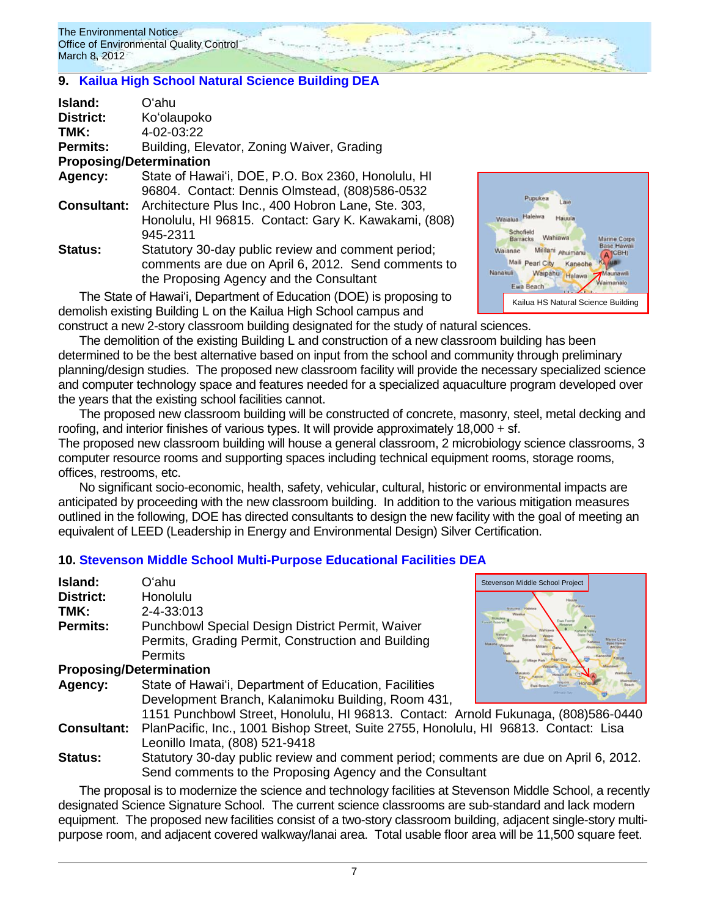## 9. Kailua High School Natural Science Building DEA

**Island:** Oʻahu
**District:** Koʻolaupoko
**TMK:** 4-02-03:22
**Permits:** Building, Elevator, Zoning Waiver, Grading

**Proposing/Determination**

**Agency:** State of Hawaiʻi, DOE, P.O. Box 2360, Honolulu, HI 96804. Contact: Dennis Olmstead, (808)586-0532
**Consultant:** Architecture Plus Inc., 400 Hobron Lane, Ste. 303, Honolulu, HI 96815. Contact: Gary K. Kawakami, (808) 945-2311
**Status:** Statutory 30-day public review and comment period; comments are due on April 6, 2012. Send comments to the Proposing Agency and the Consultant

Kailua HS Natural Science Building

The State of Hawaiʻi, Department of Education (DOE) is proposing to demolish existing Building L on the Kailua High School campus and construct a new 2-story classroom building designated for the study of natural sciences.

The demolition of the existing Building L and construction of a new classroom building has been determined to be the best alternative based on input from the school and community through preliminary planning/design studies. The proposed new classroom facility will provide the necessary specialized science and computer technology space and features needed for a specialized aquaculture program developed over the years that the existing school facilities cannot.

The proposed new classroom building will be constructed of concrete, masonry, steel, metal decking and roofing, and interior finishes of various types. It will provide approximately 18,000 + sf.
The proposed new classroom building will house a general classroom, 2 microbiology science classrooms, 3 computer resource rooms and supporting spaces including technical equipment rooms, storage rooms, offices, restrooms, etc.

No significant socio-economic, health, safety, vehicular, cultural, historic or environmental impacts are anticipated by proceeding with the new classroom building. In addition to the various mitigation measures outlined in the following, DOE has directed consultants to design the new facility with the goal of meeting an equivalent of LEED (Leadership in Energy and Environmental Design) Silver Certification.

## 10. Stevenson Middle School Multi-Purpose Educational Facilities DEA

**Island:** Oʻahu
**District:** Honolulu
**TMK:** 2-4-33:013
**Permits:** Punchbowl Special Design District Permit, Waiver Permits, Grading Permit, Construction and Building Permits

**Proposing/Determination**

**Agency:** State of Hawaiʻi, Department of Education, Facilities Development Branch, Kalanimoku Building, Room 431, 1151 Punchbowl Street, Honolulu, HI 96813. Contact: Arnold Fukunaga, (808)586-0440
**Consultant:** PlanPacific, Inc., 1001 Bishop Street, Suite 2755, Honolulu, HI 96813. Contact: Lisa Leonillo Imata, (808) 521-9418
**Status:** Statutory 30-day public review and comment period; comments are due on April 6, 2012. Send comments to the Proposing Agency and the Consultant

Stevenson Middle School Project

The proposal is to modernize the science and technology facilities at Stevenson Middle School, a recently designated Science Signature School. The current science classrooms are sub-standard and lack modern equipment. The proposed new facilities consist of a two-story classroom building, adjacent single-story multi-purpose room, and adjacent covered walkway/lanai area. Total usable floor area will be 11,500 square feet.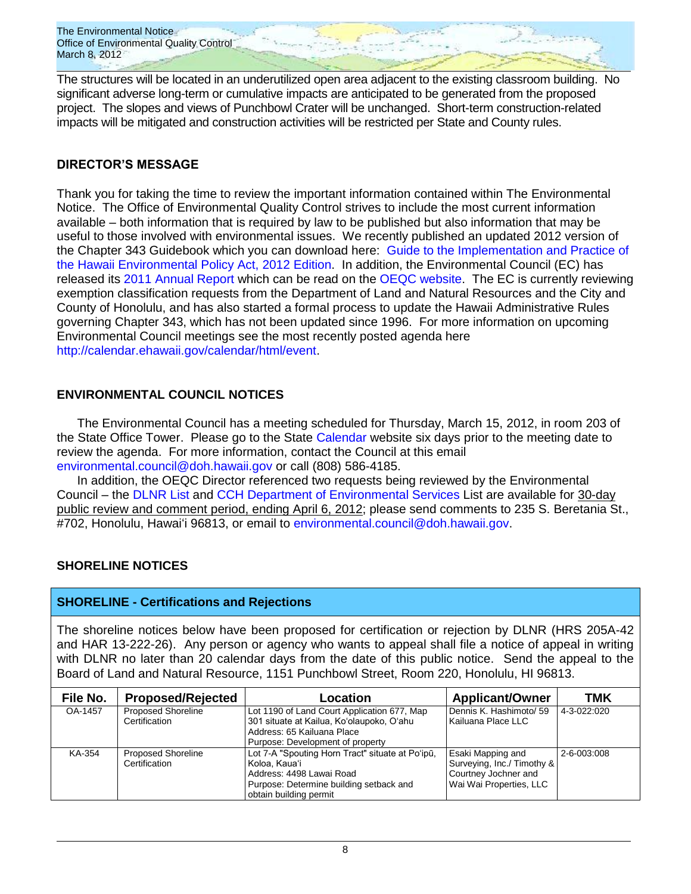The structures will be located in an underutilized open area adjacent to the existing classroom building. No significant adverse long-term or cumulative impacts are anticipated to be generated from the proposed project. The slopes and views of Punchbowl Crater will be unchanged. Short-term construction-related impacts will be mitigated and construction activities will be restricted per State and County rules.

## DIRECTOR'S MESSAGE

Thank you for taking the time to review the important information contained within The Environmental Notice. The Office of Environmental Quality Control strives to include the most current information available – both information that is required by law to be published but also information that may be useful to those involved with environmental issues. We recently published an updated 2012 version of the Chapter 343 Guidebook which you can download here: Guide to the Implementation and Practice of the Hawaii Environmental Policy Act, 2012 Edition. In addition, the Environmental Council (EC) has released its 2011 Annual Report which can be read on the OEQC website. The EC is currently reviewing exemption classification requests from the Department of Land and Natural Resources and the City and County of Honolulu, and has also started a formal process to update the Hawaii Administrative Rules governing Chapter 343, which has not been updated since 1996. For more information on upcoming Environmental Council meetings see the most recently posted agenda here http://calendar.ehawaii.gov/calendar/html/event.

## ENVIRONMENTAL COUNCIL NOTICES

The Environmental Council has a meeting scheduled for Thursday, March 15, 2012, in room 203 of the State Office Tower. Please go to the State Calendar website six days prior to the meeting date to review the agenda. For more information, contact the Council at this email environmental.council@doh.hawaii.gov or call (808) 586-4185.

In addition, the OEQC Director referenced two requests being reviewed by the Environmental Council – the DLNR List and CCH Department of Environmental Services List are available for 30-day public review and comment period, ending April 6, 2012; please send comments to 235 S. Beretania St., #702, Honolulu, Hawai'i 96813, or email to environmental.council@doh.hawaii.gov.

## SHORELINE NOTICES

### SHORELINE - Certifications and Rejections

The shoreline notices below have been proposed for certification or rejection by DLNR (HRS 205A-42 and HAR 13-222-26). Any person or agency who wants to appeal shall file a notice of appeal in writing with DLNR no later than 20 calendar days from the date of this public notice. Send the appeal to the Board of Land and Natural Resource, 1151 Punchbowl Street, Room 220, Honolulu, HI 96813.

| File No. | Proposed/Rejected | Location | Applicant/Owner | TMK |
|---|---|---|---|---|
| OA-1457 | Proposed Shoreline Certification | Lot 1190 of Land Court Application 677, Map 301 situate at Kailua, Ko'olaupoko, O'ahu<br>Address: 65 Kailuana Place<br>Purpose: Development of property | Dennis K. Hashimoto/ 59 Kailuana Place LLC | 4-3-022:020 |
| KA-354 | Proposed Shoreline Certification | Lot 7-A "Spouting Horn Tract" situate at Po'ipū, Koloa, Kaua'i<br>Address: 4498 Lawai Road<br>Purpose: Determine building setback and obtain building permit | Esaki Mapping and Surveying, Inc./ Timothy & Courtney Jochner and Wai Wai Properties, LLC | 2-6-003:008 |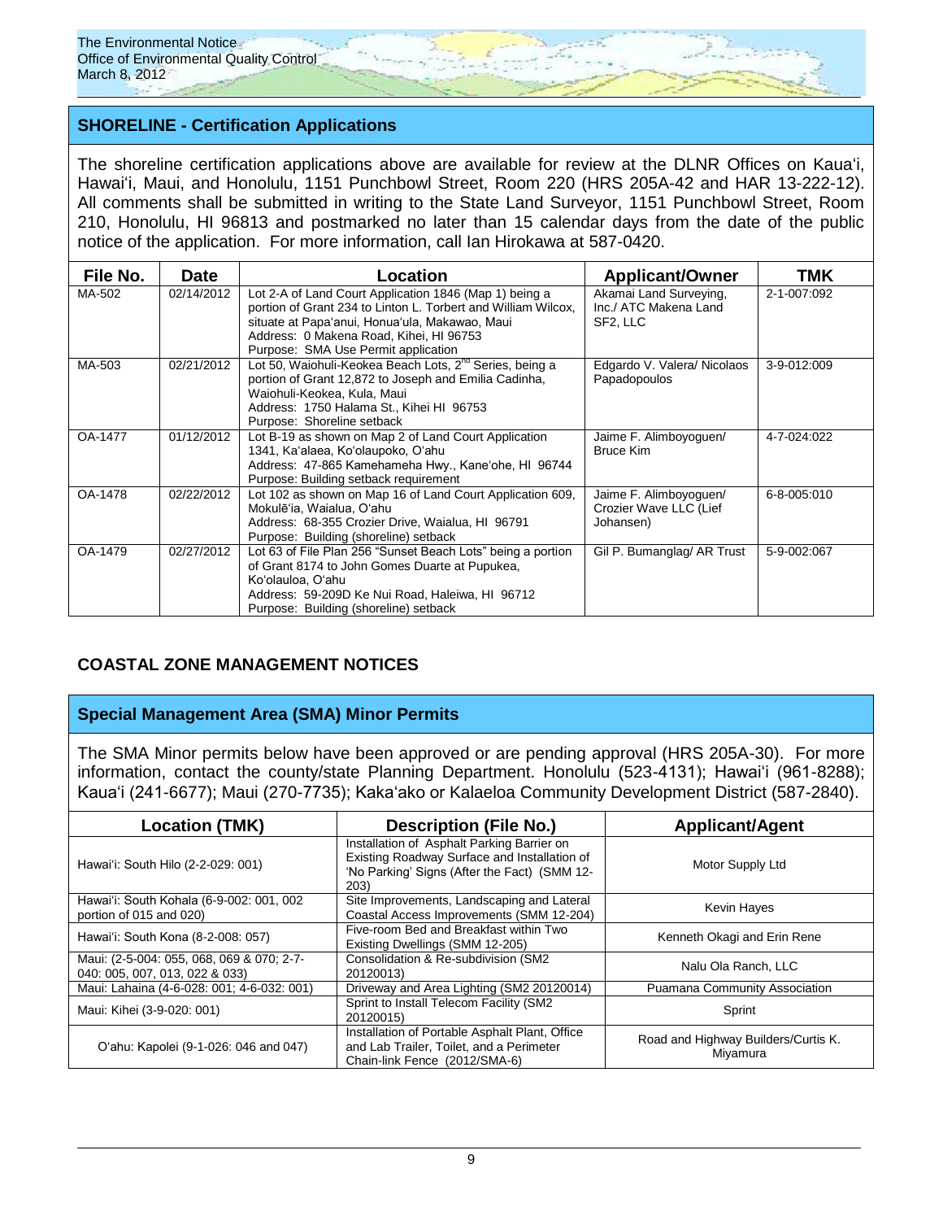## SHORELINE - Certification Applications

The shoreline certification applications above are available for review at the DLNR Offices on Kaua'i, Hawai'i, Maui, and Honolulu, 1151 Punchbowl Street, Room 220 (HRS 205A-42 and HAR 13-222-12). All comments shall be submitted in writing to the State Land Surveyor, 1151 Punchbowl Street, Room 210, Honolulu, HI 96813 and postmarked no later than 15 calendar days from the date of the public notice of the application. For more information, call Ian Hirokawa at 587-0420.

| File No. | Date | Location | Applicant/Owner | TMK |
|---|---|---|---|---|
| MA-502 | 02/14/2012 | Lot 2-A of Land Court Application 1846 (Map 1) being a portion of Grant 234 to Linton L. Torbert and William Wilcox, situate at Papa'anui, Honua'ula, Makawao, Maui<br>Address: 0 Makena Road, Kihei, HI 96753<br>Purpose: SMA Use Permit application | Akamai Land Surveying, Inc./ ATC Makena Land SF2, LLC | 2-1-007:092 |
| MA-503 | 02/21/2012 | Lot 50, Waiohuli-Keokea Beach Lots, 2nd Series, being a portion of Grant 12,872 to Joseph and Emilia Cadinha, Waiohuli-Keokea, Kula, Maui<br>Address: 1750 Halama St., Kihei HI 96753<br>Purpose: Shoreline setback | Edgardo V. Valera/ Nicolaos Papadopoulos | 3-9-012:009 |
| OA-1477 | 01/12/2012 | Lot B-19 as shown on Map 2 of Land Court Application 1341, Ka'alaea, Ko'olaupoko, O'ahu<br>Address: 47-865 Kamehameha Hwy., Kane'ohe, HI 96744<br>Purpose: Building setback requirement | Jaime F. Alimboyoguen/ Bruce Kim | 4-7-024:022 |
| OA-1478 | 02/22/2012 | Lot 102 as shown on Map 16 of Land Court Application 609, Mokulē'ia, Waialua, O'ahu<br>Address: 68-355 Crozier Drive, Waialua, HI 96791<br>Purpose: Building (shoreline) setback | Jaime F. Alimboyoguen/ Crozier Wave LLC (Lief Johansen) | 6-8-005:010 |
| OA-1479 | 02/27/2012 | Lot 63 of File Plan 256 "Sunset Beach Lots" being a portion of Grant 8174 to John Gomes Duarte at Pupukea, Ko'olauloa, O'ahu<br>Address: 59-209D Ke Nui Road, Haleiwa, HI 96712<br>Purpose: Building (shoreline) setback | Gil P. Bumanglag/ AR Trust | 5-9-002:067 |

## COASTAL ZONE MANAGEMENT NOTICES

### Special Management Area (SMA) Minor Permits

The SMA Minor permits below have been approved or are pending approval (HRS 205A-30). For more information, contact the county/state Planning Department. Honolulu (523-4131); Hawai'i (961-8288); Kaua'i (241-6677); Maui (270-7735); Kaka'ako or Kalaeloa Community Development District (587-2840).

| Location (TMK) | Description (File No.) | Applicant/Agent |
|---|---|---|
| Hawai'i: South Hilo (2-2-029: 001) | Installation of Asphalt Parking Barrier on Existing Roadway Surface and Installation of 'No Parking' Signs (After the Fact) (SMM 12-203) | Motor Supply Ltd |
| Hawai'i: South Kohala (6-9-002: 001, 002 portion of 015 and 020) | Site Improvements, Landscaping and Lateral Coastal Access Improvements (SMM 12-204) | Kevin Hayes |
| Hawai'i: South Kona (8-2-008: 057) | Five-room Bed and Breakfast within Two Existing Dwellings (SMM 12-205) | Kenneth Okagi and Erin Rene |
| Maui: (2-5-004: 055, 068, 069 & 070; 2-7-040: 005, 007, 013, 022 & 033) | Consolidation & Re-subdivision (SM2 20120013) | Nalu Ola Ranch, LLC |
| Maui: Lahaina (4-6-028: 001; 4-6-032: 001) | Driveway and Area Lighting (SM2 20120014) | Puamana Community Association |
| Maui: Kihei (3-9-020: 001) | Sprint to Install Telecom Facility (SM2 20120015) | Sprint |
| O'ahu: Kapolei (9-1-026: 046 and 047) | Installation of Portable Asphalt Plant, Office and Lab Trailer, Toilet, and a Perimeter Chain-link Fence (2012/SMA-6) | Road and Highway Builders/Curtis K. Miyamura |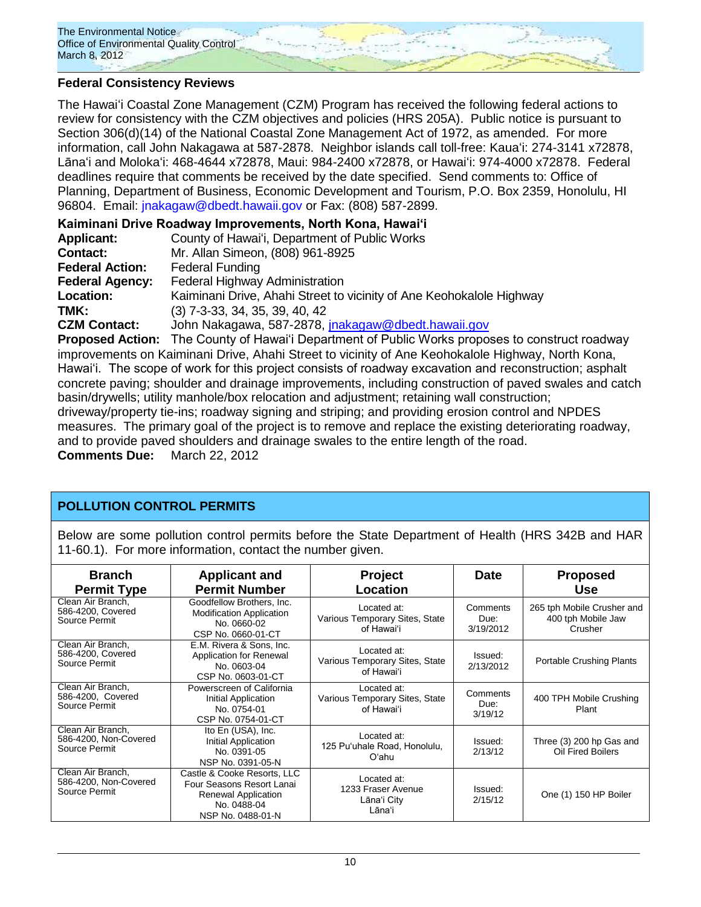## Federal Consistency Reviews

The Hawaiʻi Coastal Zone Management (CZM) Program has received the following federal actions to review for consistency with the CZM objectives and policies (HRS 205A). Public notice is pursuant to Section 306(d)(14) of the National Coastal Zone Management Act of 1972, as amended. For more information, call John Nakagawa at 587-2878. Neighbor islands call toll-free: Kauaʻi: 274-3141 x72878, Lānaʻi and Molokaʻi: 468-4644 x72878, Maui: 984-2400 x72878, or Hawaiʻi: 974-4000 x72878. Federal deadlines require that comments be received by the date specified. Send comments to: Office of Planning, Department of Business, Economic Development and Tourism, P.O. Box 2359, Honolulu, HI 96804. Email: jnakagaw@dbedt.hawaii.gov or Fax: (808) 587-2899.

### Kaiminani Drive Roadway Improvements, North Kona, Hawaiʻi

**Applicant:** County of Hawaiʻi, Department of Public Works
**Contact:** Mr. Allan Simeon, (808) 961-8925
**Federal Action:** Federal Funding
**Federal Agency:** Federal Highway Administration
**Location:** Kaiminani Drive, Ahahi Street to vicinity of Ane Keohokalole Highway
**TMK:** (3) 7-3-33, 34, 35, 39, 40, 42
**CZM Contact:** John Nakagawa, 587-2878, jnakagaw@dbedt.hawaii.gov
**Proposed Action:** The County of Hawaiʻi Department of Public Works proposes to construct roadway improvements on Kaiminani Drive, Ahahi Street to vicinity of Ane Keohokalole Highway, North Kona, Hawaiʻi. The scope of work for this project consists of roadway excavation and reconstruction; asphalt concrete paving; shoulder and drainage improvements, including construction of paved swales and catch basin/drywells; utility manhole/box relocation and adjustment; retaining wall construction; driveway/property tie-ins; roadway signing and striping; and providing erosion control and NPDES measures. The primary goal of the project is to remove and replace the existing deteriorating roadway, and to provide paved shoulders and drainage swales to the entire length of the road.
**Comments Due:** March 22, 2012

## POLLUTION CONTROL PERMITS

Below are some pollution control permits before the State Department of Health (HRS 342B and HAR 11-60.1). For more information, contact the number given.

| Branch Permit Type | Applicant and Permit Number | Project Location | Date | Proposed Use |
|---|---|---|---|---|
| Clean Air Branch, 586-4200, Covered Source Permit | Goodfellow Brothers, Inc. Modification Application No. 0660-02 CSP No. 0660-01-CT | Located at: Various Temporary Sites, State of Hawaiʻi | Comments Due: 3/19/2012 | 265 tph Mobile Crusher and 400 tph Mobile Jaw Crusher |
| Clean Air Branch, 586-4200, Covered Source Permit | E.M. Rivera & Sons, Inc. Application for Renewal No. 0603-04 CSP No. 0603-01-CT | Located at: Various Temporary Sites, State of Hawaiʻi | Issued: 2/13/2012 | Portable Crushing Plants |
| Clean Air Branch, 586-4200, Covered Source Permit | Powerscreen of California Initial Application No. 0754-01 CSP No. 0754-01-CT | Located at: Various Temporary Sites, State of Hawaiʻi | Comments Due: 3/19/12 | 400 TPH Mobile Crushing Plant |
| Clean Air Branch, 586-4200, Non-Covered Source Permit | Ito En (USA), Inc. Initial Application No. 0391-05 NSP No. 0391-05-N | Located at: 125 Puʻuhale Road, Honolulu, Oʻahu | Issued: 2/13/12 | Three (3) 200 hp Gas and Oil Fired Boilers |
| Clean Air Branch, 586-4200, Non-Covered Source Permit | Castle & Cooke Resorts, LLC Four Seasons Resort Lanai Renewal Application No. 0488-04 NSP No. 0488-01-N | Located at: 1233 Fraser Avenue Lānaʻi City Lānaʻi | Issued: 2/15/12 | One (1) 150 HP Boiler |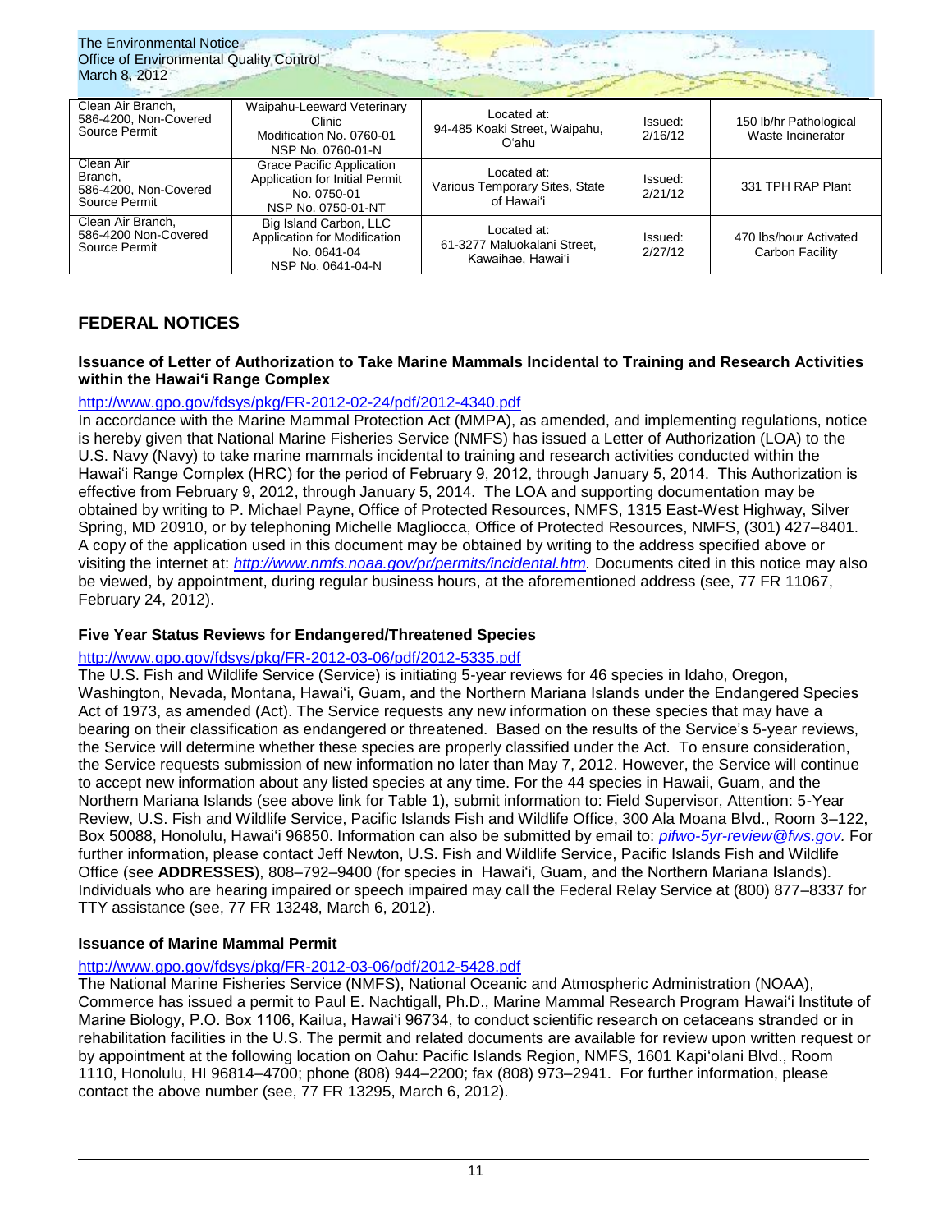| | | | | |
|---|---|---|---|---|
| Clean Air Branch, 586-4200, Non-Covered Source Permit | Waipahu-Leeward Veterinary Clinic Modification No. 0760-01 NSP No. 0760-01-N | Located at: 94-485 Koaki Street, Waipahu, O'ahu | Issued: 2/16/12 | 150 lb/hr Pathological Waste Incinerator |
| Clean Air Branch, 586-4200, Non-Covered Source Permit | Grace Pacific Application Application for Initial Permit No. 0750-01 NSP No. 0750-01-NT | Located at: Various Temporary Sites, State of Hawai'i | Issued: 2/21/12 | 331 TPH RAP Plant |
| Clean Air Branch, 586-4200 Non-Covered Source Permit | Big Island Carbon, LLC Application for Modification No. 0641-04 NSP No. 0641-04-N | Located at: 61-3277 Maluokalani Street, Kawaihae, Hawai'i | Issued: 2/27/12 | 470 lbs/hour Activated Carbon Facility |

## FEDERAL NOTICES

### Issuance of Letter of Authorization to Take Marine Mammals Incidental to Training and Research Activities within the Hawai'i Range Complex

http://www.gpo.gov/fdsys/pkg/FR-2012-02-24/pdf/2012-4340.pdf

In accordance with the Marine Mammal Protection Act (MMPA), as amended, and implementing regulations, notice is hereby given that National Marine Fisheries Service (NMFS) has issued a Letter of Authorization (LOA) to the U.S. Navy (Navy) to take marine mammals incidental to training and research activities conducted within the Hawai'i Range Complex (HRC) for the period of February 9, 2012, through January 5, 2014. This Authorization is effective from February 9, 2012, through January 5, 2014. The LOA and supporting documentation may be obtained by writing to P. Michael Payne, Office of Protected Resources, NMFS, 1315 East-West Highway, Silver Spring, MD 20910, or by telephoning Michelle Magliocca, Office of Protected Resources, NMFS, (301) 427–8401. A copy of the application used in this document may be obtained by writing to the address specified above or visiting the internet at: *http://www.nmfs.noaa.gov/pr/permits/incidental.htm.* Documents cited in this notice may also be viewed, by appointment, during regular business hours, at the aforementioned address (see, 77 FR 11067, February 24, 2012).

### Five Year Status Reviews for Endangered/Threatened Species

http://www.gpo.gov/fdsys/pkg/FR-2012-03-06/pdf/2012-5335.pdf

The U.S. Fish and Wildlife Service (Service) is initiating 5-year reviews for 46 species in Idaho, Oregon, Washington, Nevada, Montana, Hawai'i, Guam, and the Northern Mariana Islands under the Endangered Species Act of 1973, as amended (Act). The Service requests any new information on these species that may have a bearing on their classification as endangered or threatened. Based on the results of the Service's 5-year reviews, the Service will determine whether these species are properly classified under the Act. To ensure consideration, the Service requests submission of new information no later than May 7, 2012. However, the Service will continue to accept new information about any listed species at any time. For the 44 species in Hawaii, Guam, and the Northern Mariana Islands (see above link for Table 1), submit information to: Field Supervisor, Attention: 5-Year Review, U.S. Fish and Wildlife Service, Pacific Islands Fish and Wildlife Office, 300 Ala Moana Blvd., Room 3–122, Box 50088, Honolulu, Hawai'i 96850. Information can also be submitted by email to: *pifwo-5yr-review@fws.gov.* For further information, please contact Jeff Newton, U.S. Fish and Wildlife Service, Pacific Islands Fish and Wildlife Office (see **ADDRESSES**), 808–792–9400 (for species in Hawai'i, Guam, and the Northern Mariana Islands). Individuals who are hearing impaired or speech impaired may call the Federal Relay Service at (800) 877–8337 for TTY assistance (see, 77 FR 13248, March 6, 2012).

### Issuance of Marine Mammal Permit

http://www.gpo.gov/fdsys/pkg/FR-2012-03-06/pdf/2012-5428.pdf

The National Marine Fisheries Service (NMFS), National Oceanic and Atmospheric Administration (NOAA), Commerce has issued a permit to Paul E. Nachtigall, Ph.D., Marine Mammal Research Program Hawai'i Institute of Marine Biology, P.O. Box 1106, Kailua, Hawai'i 96734, to conduct scientific research on cetaceans stranded or in rehabilitation facilities in the U.S. The permit and related documents are available for review upon written request or by appointment at the following location on Oahu: Pacific Islands Region, NMFS, 1601 Kapi'olani Blvd., Room 1110, Honolulu, HI 96814–4700; phone (808) 944–2200; fax (808) 973–2941. For further information, please contact the above number (see, 77 FR 13295, March 6, 2012).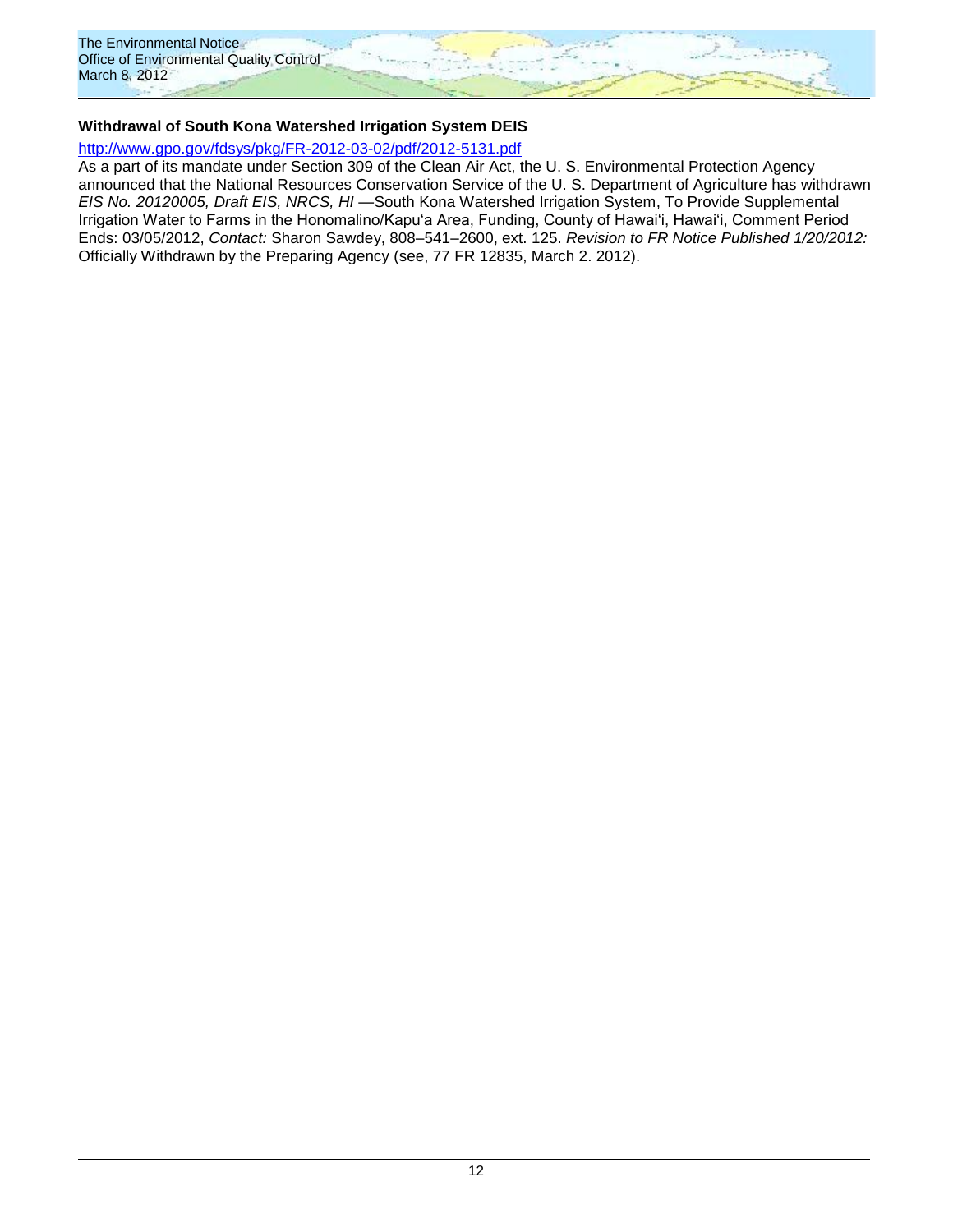### Withdrawal of South Kona Watershed Irrigation System DEIS

http://www.gpo.gov/fdsys/pkg/FR-2012-03-02/pdf/2012-5131.pdf

As a part of its mandate under Section 309 of the Clean Air Act, the U. S. Environmental Protection Agency announced that the National Resources Conservation Service of the U. S. Department of Agriculture has withdrawn *EIS No. 20120005, Draft EIS, NRCS, HI* —South Kona Watershed Irrigation System, To Provide Supplemental Irrigation Water to Farms in the Honomalino/Kapu'a Area, Funding, County of Hawai'i, Hawai'i, Comment Period Ends: 03/05/2012, *Contact:* Sharon Sawdey, 808–541–2600, ext. 125. *Revision to FR Notice Published 1/20/2012:* Officially Withdrawn by the Preparing Agency (see, 77 FR 12835, March 2. 2012).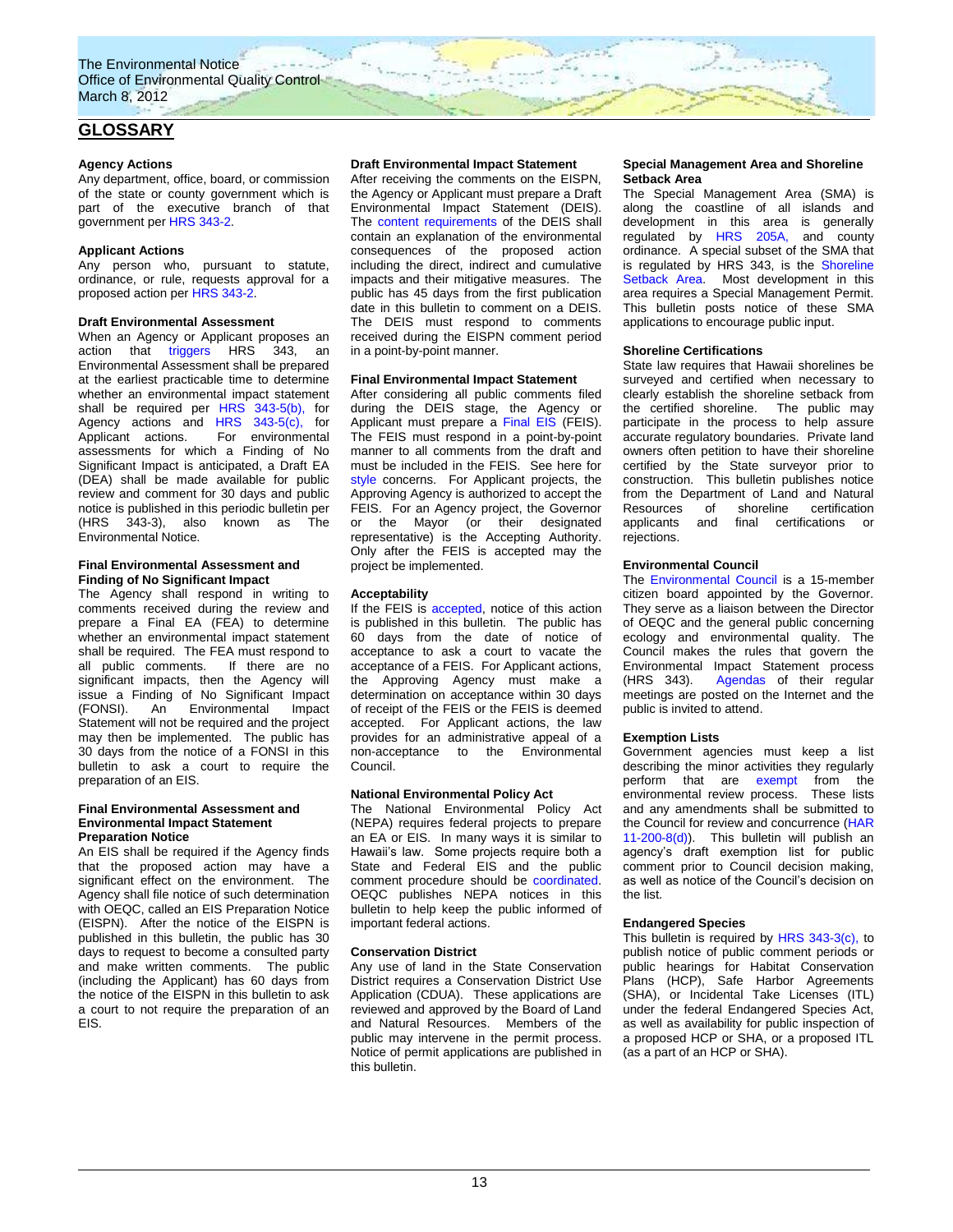## GLOSSARY

**Agency Actions**
Any department, office, board, or commission of the state or county government which is part of the executive branch of that government per HRS 343-2.

**Applicant Actions**
Any person who, pursuant to statute, ordinance, or rule, requests approval for a proposed action per HRS 343-2.

**Draft Environmental Assessment**
When an Agency or Applicant proposes an action that triggers HRS 343, an Environmental Assessment shall be prepared at the earliest practicable time to determine whether an environmental impact statement shall be required per HRS 343-5(b), for Agency actions and HRS 343-5(c), for Applicant actions. For environmental assessments for which a Finding of No Significant Impact is anticipated, a Draft EA (DEA) shall be made available for public review and comment for 30 days and public notice is published in this periodic bulletin per (HRS 343-3), also known as The Environmental Notice.

**Final Environmental Assessment and Finding of No Significant Impact**
The Agency shall respond in writing to comments received during the review and prepare a Final EA (FEA) to determine whether an environmental impact statement shall be required. The FEA must respond to all public comments. If there are no significant impacts, then the Agency will issue a Finding of No Significant Impact (FONSI). An Environmental Impact Statement will not be required and the project may then be implemented. The public has 30 days from the notice of a FONSI in this bulletin to ask a court to require the preparation of an EIS.

**Final Environmental Assessment and Environmental Impact Statement Preparation Notice**
An EIS shall be required if the Agency finds that the proposed action may have a significant effect on the environment. The Agency shall file notice of such determination with OEQC, called an EIS Preparation Notice (EISPN). After the notice of the EISPN is published in this bulletin, the public has 30 days to request to become a consulted party and make written comments. The public (including the Applicant) has 60 days from the notice of the EISPN in this bulletin to ask a court to not require the preparation of an EIS.

**Draft Environmental Impact Statement**
After receiving the comments on the EISPN, the Agency or Applicant must prepare a Draft Environmental Impact Statement (DEIS). The content requirements of the DEIS shall contain an explanation of the environmental consequences of the proposed action including the direct, indirect and cumulative impacts and their mitigative measures. The public has 45 days from the first publication date in this bulletin to comment on a DEIS. The DEIS must respond to comments received during the EISPN comment period in a point-by-point manner.

**Final Environmental Impact Statement**
After considering all public comments filed during the DEIS stage, the Agency or Applicant must prepare a Final EIS (FEIS). The FEIS must respond in a point-by-point manner to all comments from the draft and must be included in the FEIS. See here for style concerns. For Applicant projects, the Approving Agency is authorized to accept the FEIS. For an Agency project, the Governor or the Mayor (or their designated representative) is the Accepting Authority. Only after the FEIS is accepted may the project be implemented.

**Acceptability**
If the FEIS is accepted, notice of this action is published in this bulletin. The public has 60 days from the date of notice of acceptance to ask a court to vacate the acceptance of a FEIS. For Applicant actions, the Approving Agency must make a determination on acceptance within 30 days of receipt of the FEIS or the FEIS is deemed accepted. For Applicant actions, the law provides for an administrative appeal of a non-acceptance to the Environmental Council.

**National Environmental Policy Act**
The National Environmental Policy Act (NEPA) requires federal projects to prepare an EA or EIS. In many ways it is similar to Hawaii's law. Some projects require both a State and Federal EIS and the public comment procedure should be coordinated. OEQC publishes NEPA notices in this bulletin to help keep the public informed of important federal actions.

**Conservation District**
Any use of land in the State Conservation District requires a Conservation District Use Application (CDUA). These applications are reviewed and approved by the Board of Land and Natural Resources. Members of the public may intervene in the permit process. Notice of permit applications are published in this bulletin.

**Special Management Area and Shoreline Setback Area**
The Special Management Area (SMA) is along the coastline of all islands and development in this area is generally regulated by HRS 205A, and county ordinance. A special subset of the SMA that is regulated by HRS 343, is the Shoreline Setback Area. Most development in this area requires a Special Management Permit. This bulletin posts notice of these SMA applications to encourage public input.

**Shoreline Certifications**
State law requires that Hawaii shorelines be surveyed and certified when necessary to clearly establish the shoreline setback from the certified shoreline. The public may participate in the process to help assure accurate regulatory boundaries. Private land owners often petition to have their shoreline certified by the State surveyor prior to construction. This bulletin publishes notice from the Department of Land and Natural Resources of shoreline certification applicants and final certifications or rejections.

**Environmental Council**
The Environmental Council is a 15-member citizen board appointed by the Governor. They serve as a liaison between the Director of OEQC and the general public concerning ecology and environmental quality. The Council makes the rules that govern the Environmental Impact Statement process (HRS 343). Agendas of their regular meetings are posted on the Internet and the public is invited to attend.

**Exemption Lists**
Government agencies must keep a list describing the minor activities they regularly perform that are exempt from the environmental review process. These lists and any amendments shall be submitted to the Council for review and concurrence (HAR 11-200-8(d)). This bulletin will publish an agency's draft exemption list for public comment prior to Council decision making, as well as notice of the Council's decision on the list.

**Endangered Species**
This bulletin is required by HRS 343-3(c), to publish notice of public comment periods or public hearings for Habitat Conservation Plans (HCP), Safe Harbor Agreements (SHA), or Incidental Take Licenses (ITL) under the federal Endangered Species Act, as well as availability for public inspection of a proposed HCP or SHA, or a proposed ITL (as a part of an HCP or SHA).